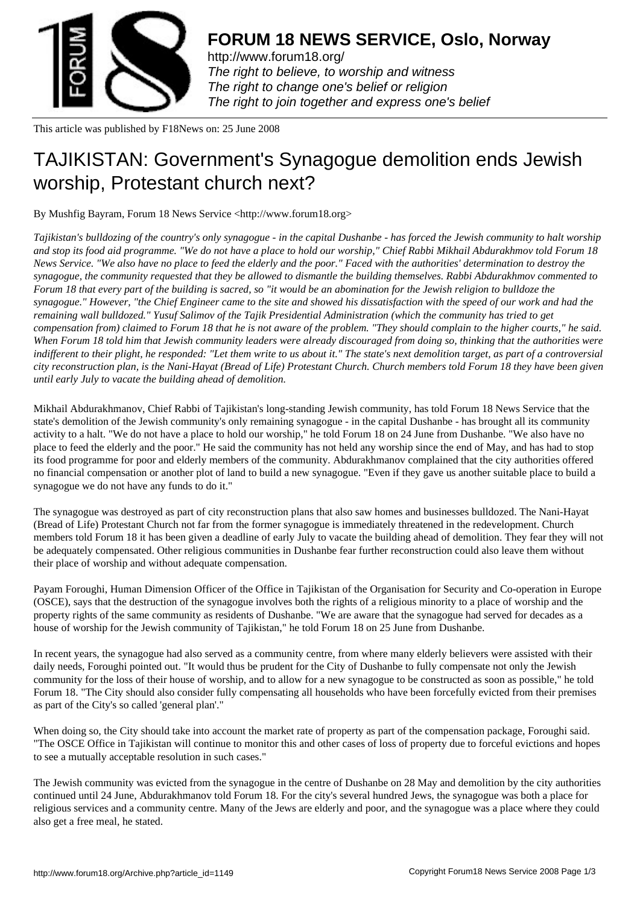# FORUM 18 NEWS SERVICE, Oslo, Norway

http://www.forum18.org/
*The right to believe, to worship and witness*
*The right to change one's belief or religion*
*The right to join together and express one's belief*

This article was published by F18News on: 25 June 2008

# TAJIKISTAN: Government's Synagogue demolition ends Jewish worship, Protestant church next?

By Mushfig Bayram, Forum 18 News Service <http://www.forum18.org>

*Tajikistan's bulldozing of the country's only synagogue - in the capital Dushanbe - has forced the Jewish community to halt worship and stop its food aid programme. "We do not have a place to hold our worship," Chief Rabbi Mikhail Abdurakhmov told Forum 18 News Service. "We also have no place to feed the elderly and the poor." Faced with the authorities' determination to destroy the synagogue, the community requested that they be allowed to dismantle the building themselves. Rabbi Abdurakhmov commented to Forum 18 that every part of the building is sacred, so "it would be an abomination for the Jewish religion to bulldoze the synagogue." However, "the Chief Engineer came to the site and showed his dissatisfaction with the speed of our work and had the remaining wall bulldozed." Yusuf Salimov of the Tajik Presidential Administration (which the community has tried to get compensation from) claimed to Forum 18 that he is not aware of the problem. "They should complain to the higher courts," he said. When Forum 18 told him that Jewish community leaders were already discouraged from doing so, thinking that the authorities were indifferent to their plight, he responded: "Let them write to us about it." The state's next demolition target, as part of a controversial city reconstruction plan, is the Nani-Hayat (Bread of Life) Protestant Church. Church members told Forum 18 they have been given until early July to vacate the building ahead of demolition.*

Mikhail Abdurakhmanov, Chief Rabbi of Tajikistan's long-standing Jewish community, has told Forum 18 News Service that the state's demolition of the Jewish community's only remaining synagogue - in the capital Dushanbe - has brought all its community activity to a halt. "We do not have a place to hold our worship," he told Forum 18 on 24 June from Dushanbe. "We also have no place to feed the elderly and the poor." He said the community has not held any worship since the end of May, and has had to stop its food programme for poor and elderly members of the community. Abdurakhmanov complained that the city authorities offered no financial compensation or another plot of land to build a new synagogue. "Even if they gave us another suitable place to build a synagogue we do not have any funds to do it."

The synagogue was destroyed as part of city reconstruction plans that also saw homes and businesses bulldozed. The Nani-Hayat (Bread of Life) Protestant Church not far from the former synagogue is immediately threatened in the redevelopment. Church members told Forum 18 it has been given a deadline of early July to vacate the building ahead of demolition. They fear they will not be adequately compensated. Other religious communities in Dushanbe fear further reconstruction could also leave them without their place of worship and without adequate compensation.

Payam Foroughi, Human Dimension Officer of the Office in Tajikistan of the Organisation for Security and Co-operation in Europe (OSCE), says that the destruction of the synagogue involves both the rights of a religious minority to a place of worship and the property rights of the same community as residents of Dushanbe. "We are aware that the synagogue had served for decades as a house of worship for the Jewish community of Tajikistan," he told Forum 18 on 25 June from Dushanbe.

In recent years, the synagogue had also served as a community centre, from where many elderly believers were assisted with their daily needs, Foroughi pointed out. "It would thus be prudent for the City of Dushanbe to fully compensate not only the Jewish community for the loss of their house of worship, and to allow for a new synagogue to be constructed as soon as possible," he told Forum 18. "The City should also consider fully compensating all households who have been forcefully evicted from their premises as part of the City's so called 'general plan'."

When doing so, the City should take into account the market rate of property as part of the compensation package, Foroughi said. "The OSCE Office in Tajikistan will continue to monitor this and other cases of loss of property due to forceful evictions and hopes to see a mutually acceptable resolution in such cases."

The Jewish community was evicted from the synagogue in the centre of Dushanbe on 28 May and demolition by the city authorities continued until 24 June, Abdurakhmanov told Forum 18. For the city's several hundred Jews, the synagogue was both a place for religious services and a community centre. Many of the Jews are elderly and poor, and the synagogue was a place where they could also get a free meal, he stated.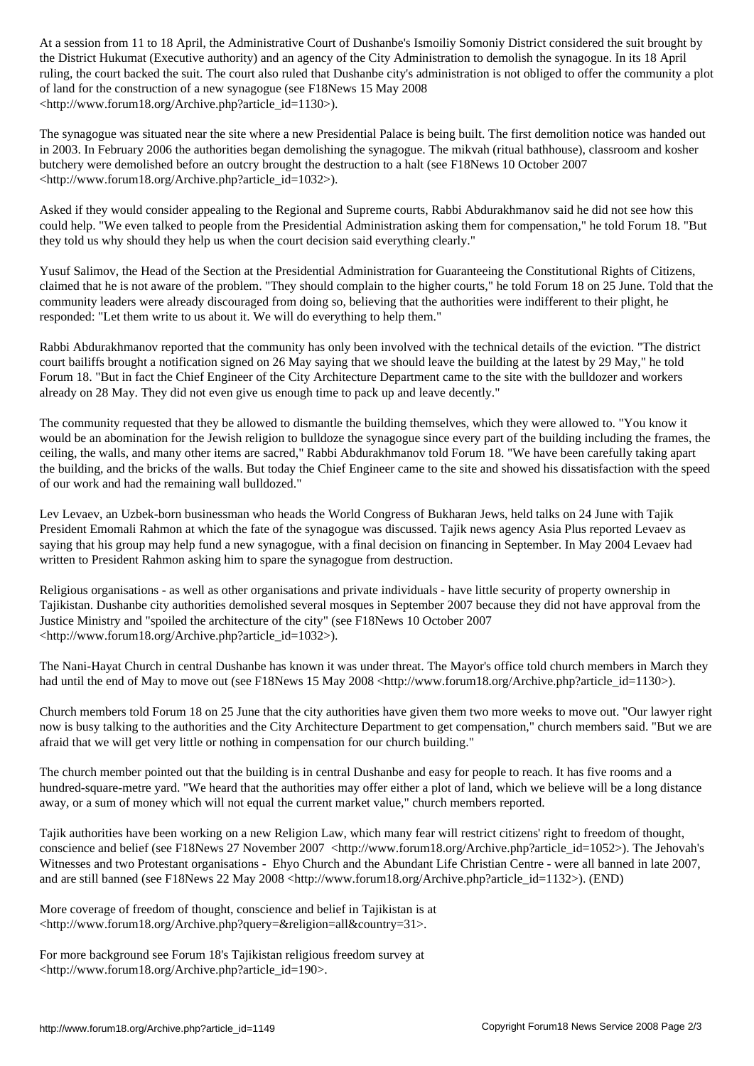At a session from 11 to 18 April, the Administrative Court of Dushanbe's Ismoiliy Somoniy District considered the suit brought by the District Hukumat (Executive authority) and an agency of the City Administration to demolish the synagogue. In its 18 April ruling, the court backed the suit. The court also ruled that Dushanbe city's administration is not obliged to offer the community a plot of land for the construction of a new synagogue (see F18News 15 May 2008 <http://www.forum18.org/Archive.php?article_id=1130>).

The synagogue was situated near the site where a new Presidential Palace is being built. The first demolition notice was handed out in 2003. In February 2006 the authorities began demolishing the synagogue. The mikvah (ritual bathhouse), classroom and kosher butchery were demolished before an outcry brought the destruction to a halt (see F18News 10 October 2007 <http://www.forum18.org/Archive.php?article_id=1032>).

Asked if they would consider appealing to the Regional and Supreme courts, Rabbi Abdurakhmanov said he did not see how this could help. "We even talked to people from the Presidential Administration asking them for compensation," he told Forum 18. "But they told us why should they help us when the court decision said everything clearly."

Yusuf Salimov, the Head of the Section at the Presidential Administration for Guaranteeing the Constitutional Rights of Citizens, claimed that he is not aware of the problem. "They should complain to the higher courts," he told Forum 18 on 25 June. Told that the community leaders were already discouraged from doing so, believing that the authorities were indifferent to their plight, he responded: "Let them write to us about it. We will do everything to help them."

Rabbi Abdurakhmanov reported that the community has only been involved with the technical details of the eviction. "The district court bailiffs brought a notification signed on 26 May saying that we should leave the building at the latest by 29 May," he told Forum 18. "But in fact the Chief Engineer of the City Architecture Department came to the site with the bulldozer and workers already on 28 May. They did not even give us enough time to pack up and leave decently."

The community requested that they be allowed to dismantle the building themselves, which they were allowed to. "You know it would be an abomination for the Jewish religion to bulldoze the synagogue since every part of the building including the frames, the ceiling, the walls, and many other items are sacred," Rabbi Abdurakhmanov told Forum 18. "We have been carefully taking apart the building, and the bricks of the walls. But today the Chief Engineer came to the site and showed his dissatisfaction with the speed of our work and had the remaining wall bulldozed."

Lev Levaev, an Uzbek-born businessman who heads the World Congress of Bukharan Jews, held talks on 24 June with Tajik President Emomali Rahmon at which the fate of the synagogue was discussed. Tajik news agency Asia Plus reported Levaev as saying that his group may help fund a new synagogue, with a final decision on financing in September. In May 2004 Levaev had written to President Rahmon asking him to spare the synagogue from destruction.

Religious organisations - as well as other organisations and private individuals - have little security of property ownership in Tajikistan. Dushanbe city authorities demolished several mosques in September 2007 because they did not have approval from the Justice Ministry and "spoiled the architecture of the city" (see F18News 10 October 2007 <http://www.forum18.org/Archive.php?article_id=1032>).

The Nani-Hayat Church in central Dushanbe has known it was under threat. The Mayor's office told church members in March they had until the end of May to move out (see F18News 15 May 2008 <http://www.forum18.org/Archive.php?article_id=1130>).

Church members told Forum 18 on 25 June that the city authorities have given them two more weeks to move out. "Our lawyer right now is busy talking to the authorities and the City Architecture Department to get compensation," church members said. "But we are afraid that we will get very little or nothing in compensation for our church building."

The church member pointed out that the building is in central Dushanbe and easy for people to reach. It has five rooms and a hundred-square-metre yard. "We heard that the authorities may offer either a plot of land, which we believe will be a long distance away, or a sum of money which will not equal the current market value," church members reported.

Tajik authorities have been working on a new Religion Law, which many fear will restrict citizens' right to freedom of thought, conscience and belief (see F18News 27 November 2007 <http://www.forum18.org/Archive.php?article_id=1052>). The Jehovah's Witnesses and two Protestant organisations - Ehyo Church and the Abundant Life Christian Centre - were all banned in late 2007, and are still banned (see F18News 22 May 2008 <http://www.forum18.org/Archive.php?article_id=1132>). (END)

More coverage of freedom of thought, conscience and belief in Tajikistan is at <http://www.forum18.org/Archive.php?query=&religion=all&country=31>.

For more background see Forum 18's Tajikistan religious freedom survey at <http://www.forum18.org/Archive.php?article_id=190>.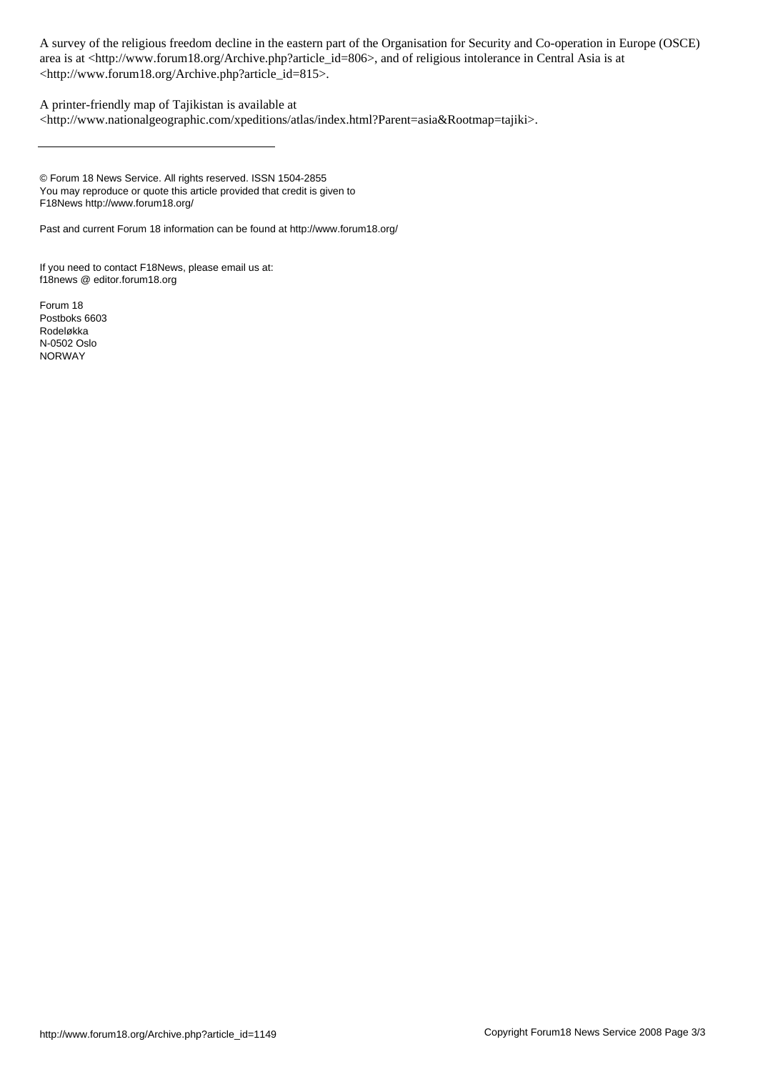A survey of the religious freedom decline in the eastern part of the Organisation for Security and Co-operation in Europe (OSCE) area is at <http://www.forum18.org/Archive.php?article_id=806>, and of religious intolerance in Central Asia is at <http://www.forum18.org/Archive.php?article_id=815>.

A printer-friendly map of Tajikistan is available at <http://www.nationalgeographic.com/xpeditions/atlas/index.html?Parent=asia&Rootmap=tajiki>.

---

© Forum 18 News Service. All rights reserved. ISSN 1504-2855
You may reproduce or quote this article provided that credit is given to F18News http://www.forum18.org/

Past and current Forum 18 information can be found at http://www.forum18.org/

If you need to contact F18News, please email us at:
f18news @ editor.forum18.org

Forum 18
Postboks 6603
Rodeløkka
N-0502 Oslo
NORWAY